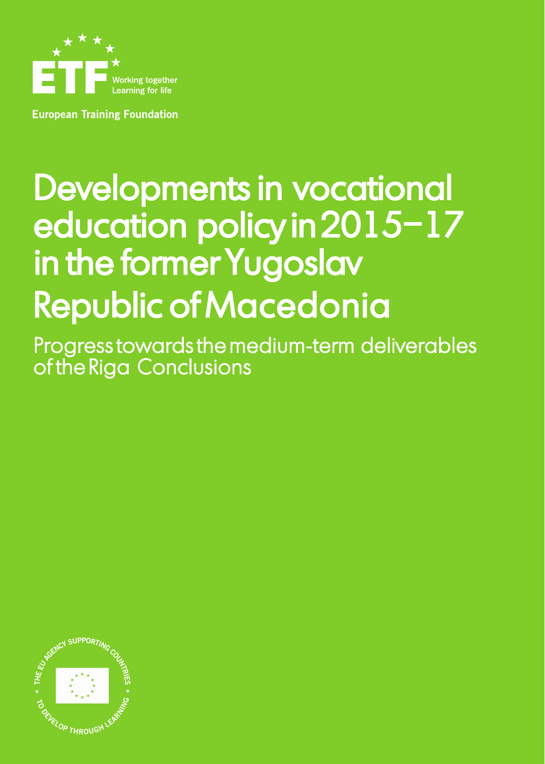ETF

Working together
Learning for life

European Training Foundation

# Developments in vocational education policy in 2015–17 in the former Yugoslav Republic of Macedonia

## Progress towards the medium-term deliverables of the Riga Conclusions

THE EU AGENCY SUPPORTING COUNTRIES TO DEVELOP THROUGH LEARNING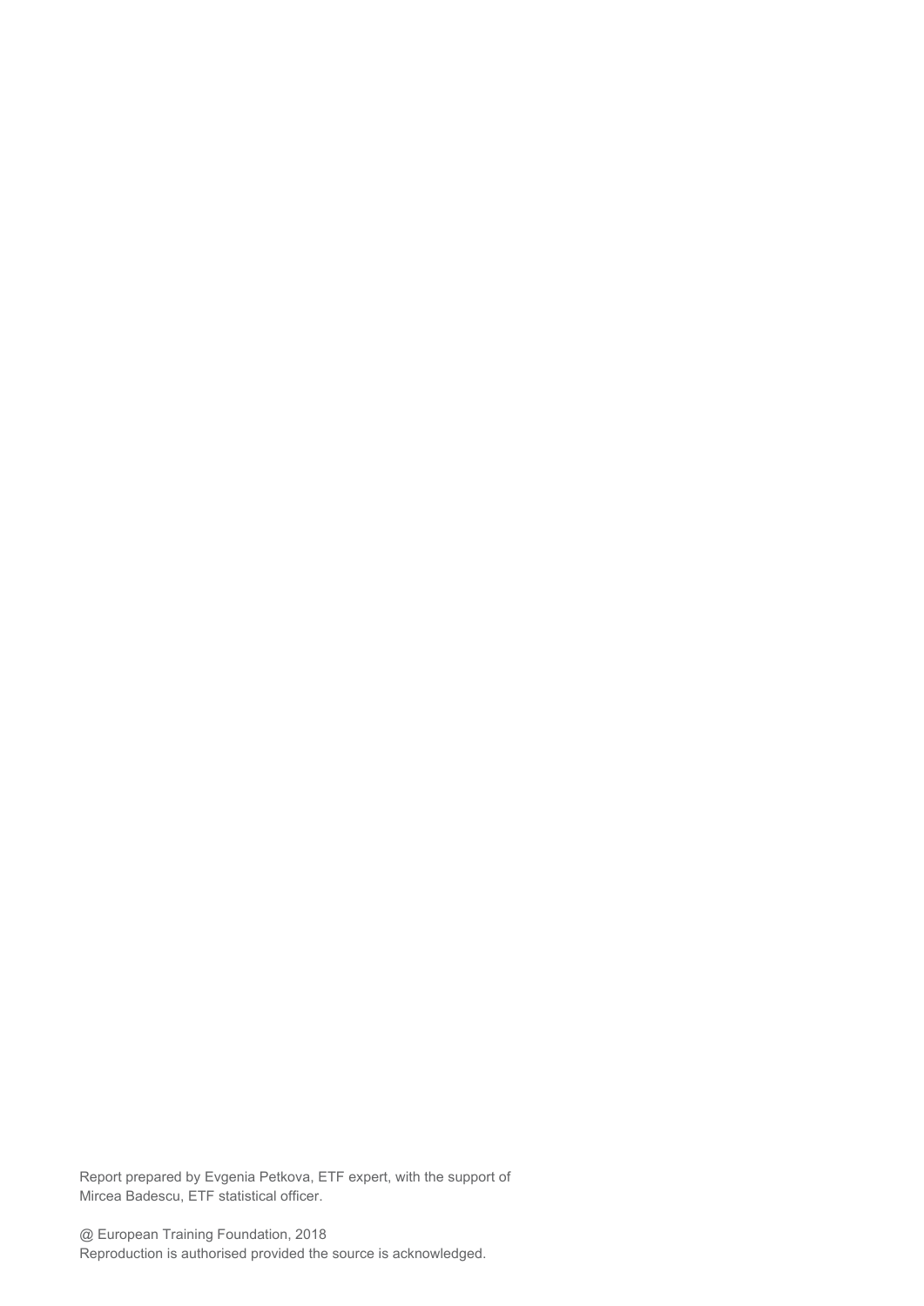Report prepared by Evgenia Petkova, ETF expert, with the support of Mircea Badescu, ETF statistical officer.

@ European Training Foundation, 2018
Reproduction is authorised provided the source is acknowledged.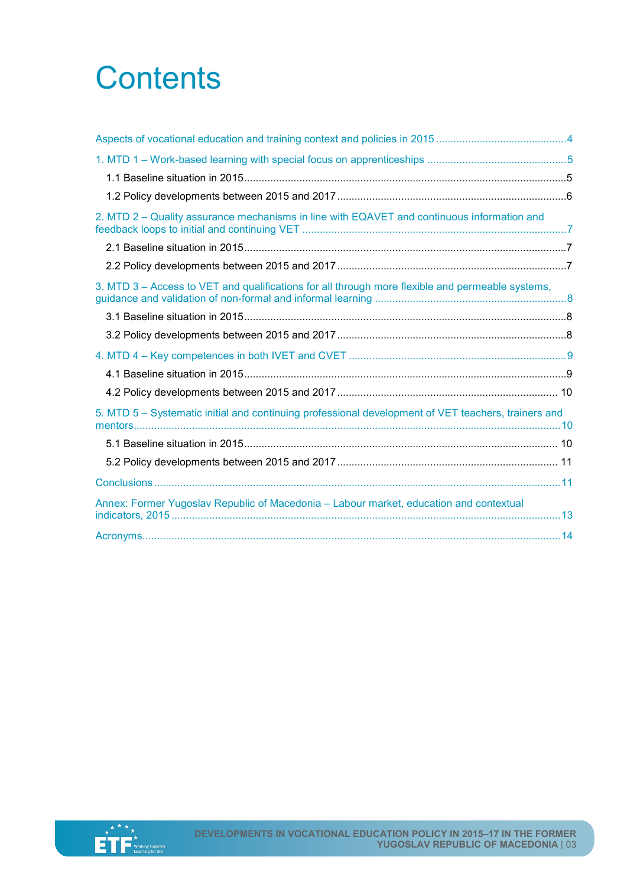# Contents

Aspects of vocational education and training context and policies in 2015 ........ 4

1. MTD 1 – Work-based learning with special focus on apprenticeships ........ 5
   - 1.1 Baseline situation in 2015 ........ 5
   - 1.2 Policy developments between 2015 and 2017 ........ 6

2. MTD 2 – Quality assurance mechanisms in line with EQAVET and continuous information and feedback loops to initial and continuing VET ........ 7
   - 2.1 Baseline situation in 2015 ........ 7
   - 2.2 Policy developments between 2015 and 2017 ........ 7

3. MTD 3 – Access to VET and qualifications for all through more flexible and permeable systems, guidance and validation of non-formal and informal learning ........ 8
   - 3.1 Baseline situation in 2015 ........ 8
   - 3.2 Policy developments between 2015 and 2017 ........ 8

4. MTD 4 – Key competences in both IVET and CVET ........ 9
   - 4.1 Baseline situation in 2015 ........ 9
   - 4.2 Policy developments between 2015 and 2017 ........ 10

5. MTD 5 – Systematic initial and continuing professional development of VET teachers, trainers and mentors ........ 10
   - 5.1 Baseline situation in 2015 ........ 10
   - 5.2 Policy developments between 2015 and 2017 ........ 11

Conclusions ........ 11

Annex: Former Yugoslav Republic of Macedonia – Labour market, education and contextual indicators, 2015 ........ 13

Acronyms ........ 14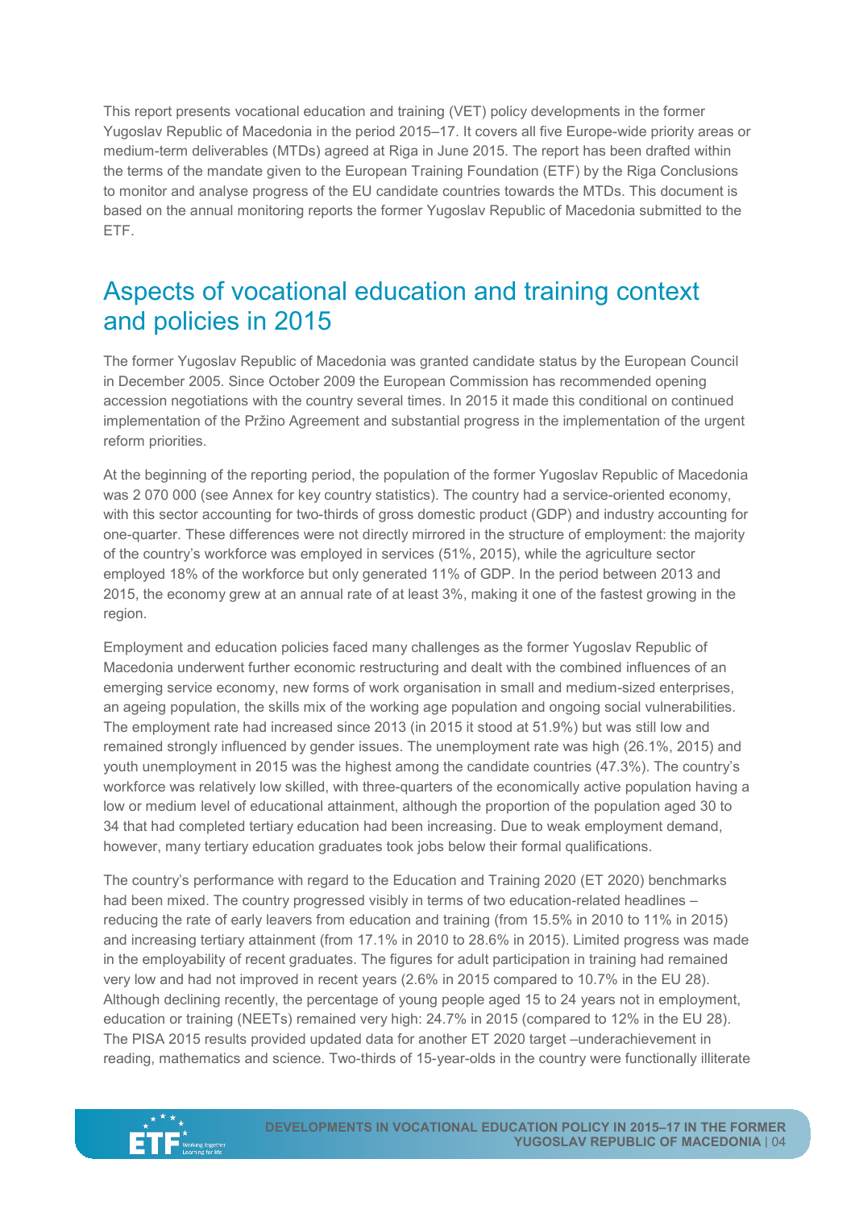This report presents vocational education and training (VET) policy developments in the former Yugoslav Republic of Macedonia in the period 2015–17. It covers all five Europe-wide priority areas or medium-term deliverables (MTDs) agreed at Riga in June 2015. The report has been drafted within the terms of the mandate given to the European Training Foundation (ETF) by the Riga Conclusions to monitor and analyse progress of the EU candidate countries towards the MTDs. This document is based on the annual monitoring reports the former Yugoslav Republic of Macedonia submitted to the ETF.

# Aspects of vocational education and training context and policies in 2015

The former Yugoslav Republic of Macedonia was granted candidate status by the European Council in December 2005. Since October 2009 the European Commission has recommended opening accession negotiations with the country several times. In 2015 it made this conditional on continued implementation of the Pržino Agreement and substantial progress in the implementation of the urgent reform priorities.

At the beginning of the reporting period, the population of the former Yugoslav Republic of Macedonia was 2 070 000 (see Annex for key country statistics). The country had a service-oriented economy, with this sector accounting for two-thirds of gross domestic product (GDP) and industry accounting for one-quarter. These differences were not directly mirrored in the structure of employment: the majority of the country's workforce was employed in services (51%, 2015), while the agriculture sector employed 18% of the workforce but only generated 11% of GDP. In the period between 2013 and 2015, the economy grew at an annual rate of at least 3%, making it one of the fastest growing in the region.

Employment and education policies faced many challenges as the former Yugoslav Republic of Macedonia underwent further economic restructuring and dealt with the combined influences of an emerging service economy, new forms of work organisation in small and medium-sized enterprises, an ageing population, the skills mix of the working age population and ongoing social vulnerabilities. The employment rate had increased since 2013 (in 2015 it stood at 51.9%) but was still low and remained strongly influenced by gender issues. The unemployment rate was high (26.1%, 2015) and youth unemployment in 2015 was the highest among the candidate countries (47.3%). The country's workforce was relatively low skilled, with three-quarters of the economically active population having a low or medium level of educational attainment, although the proportion of the population aged 30 to 34 that had completed tertiary education had been increasing. Due to weak employment demand, however, many tertiary education graduates took jobs below their formal qualifications.

The country's performance with regard to the Education and Training 2020 (ET 2020) benchmarks had been mixed. The country progressed visibly in terms of two education-related headlines – reducing the rate of early leavers from education and training (from 15.5% in 2010 to 11% in 2015) and increasing tertiary attainment (from 17.1% in 2010 to 28.6% in 2015). Limited progress was made in the employability of recent graduates. The figures for adult participation in training had remained very low and had not improved in recent years (2.6% in 2015 compared to 10.7% in the EU 28). Although declining recently, the percentage of young people aged 15 to 24 years not in employment, education or training (NEETs) remained very high: 24.7% in 2015 (compared to 12% in the EU 28). The PISA 2015 results provided updated data for another ET 2020 target –underachievement in reading, mathematics and science. Two-thirds of 15-year-olds in the country were functionally illiterate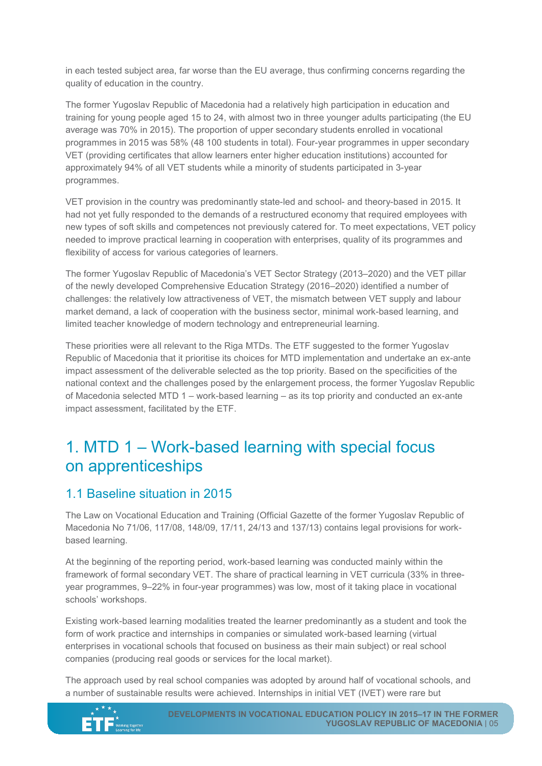in each tested subject area, far worse than the EU average, thus confirming concerns regarding the quality of education in the country.

The former Yugoslav Republic of Macedonia had a relatively high participation in education and training for young people aged 15 to 24, with almost two in three younger adults participating (the EU average was 70% in 2015). The proportion of upper secondary students enrolled in vocational programmes in 2015 was 58% (48 100 students in total). Four-year programmes in upper secondary VET (providing certificates that allow learners enter higher education institutions) accounted for approximately 94% of all VET students while a minority of students participated in 3-year programmes.

VET provision in the country was predominantly state-led and school- and theory-based in 2015. It had not yet fully responded to the demands of a restructured economy that required employees with new types of soft skills and competences not previously catered for. To meet expectations, VET policy needed to improve practical learning in cooperation with enterprises, quality of its programmes and flexibility of access for various categories of learners.

The former Yugoslav Republic of Macedonia's VET Sector Strategy (2013–2020) and the VET pillar of the newly developed Comprehensive Education Strategy (2016–2020) identified a number of challenges: the relatively low attractiveness of VET, the mismatch between VET supply and labour market demand, a lack of cooperation with the business sector, minimal work-based learning, and limited teacher knowledge of modern technology and entrepreneurial learning.

These priorities were all relevant to the Riga MTDs. The ETF suggested to the former Yugoslav Republic of Macedonia that it prioritise its choices for MTD implementation and undertake an ex-ante impact assessment of the deliverable selected as the top priority. Based on the specificities of the national context and the challenges posed by the enlargement process, the former Yugoslav Republic of Macedonia selected MTD 1 – work-based learning – as its top priority and conducted an ex-ante impact assessment, facilitated by the ETF.

# 1. MTD 1 – Work-based learning with special focus on apprenticeships

## 1.1 Baseline situation in 2015

The Law on Vocational Education and Training (Official Gazette of the former Yugoslav Republic of Macedonia No 71/06, 117/08, 148/09, 17/11, 24/13 and 137/13) contains legal provisions for work-based learning.

At the beginning of the reporting period, work-based learning was conducted mainly within the framework of formal secondary VET. The share of practical learning in VET curricula (33% in three-year programmes, 9–22% in four-year programmes) was low, most of it taking place in vocational schools' workshops.

Existing work-based learning modalities treated the learner predominantly as a student and took the form of work practice and internships in companies or simulated work-based learning (virtual enterprises in vocational schools that focused on business as their main subject) or real school companies (producing real goods or services for the local market).

The approach used by real school companies was adopted by around half of vocational schools, and a number of sustainable results were achieved. Internships in initial VET (IVET) were rare but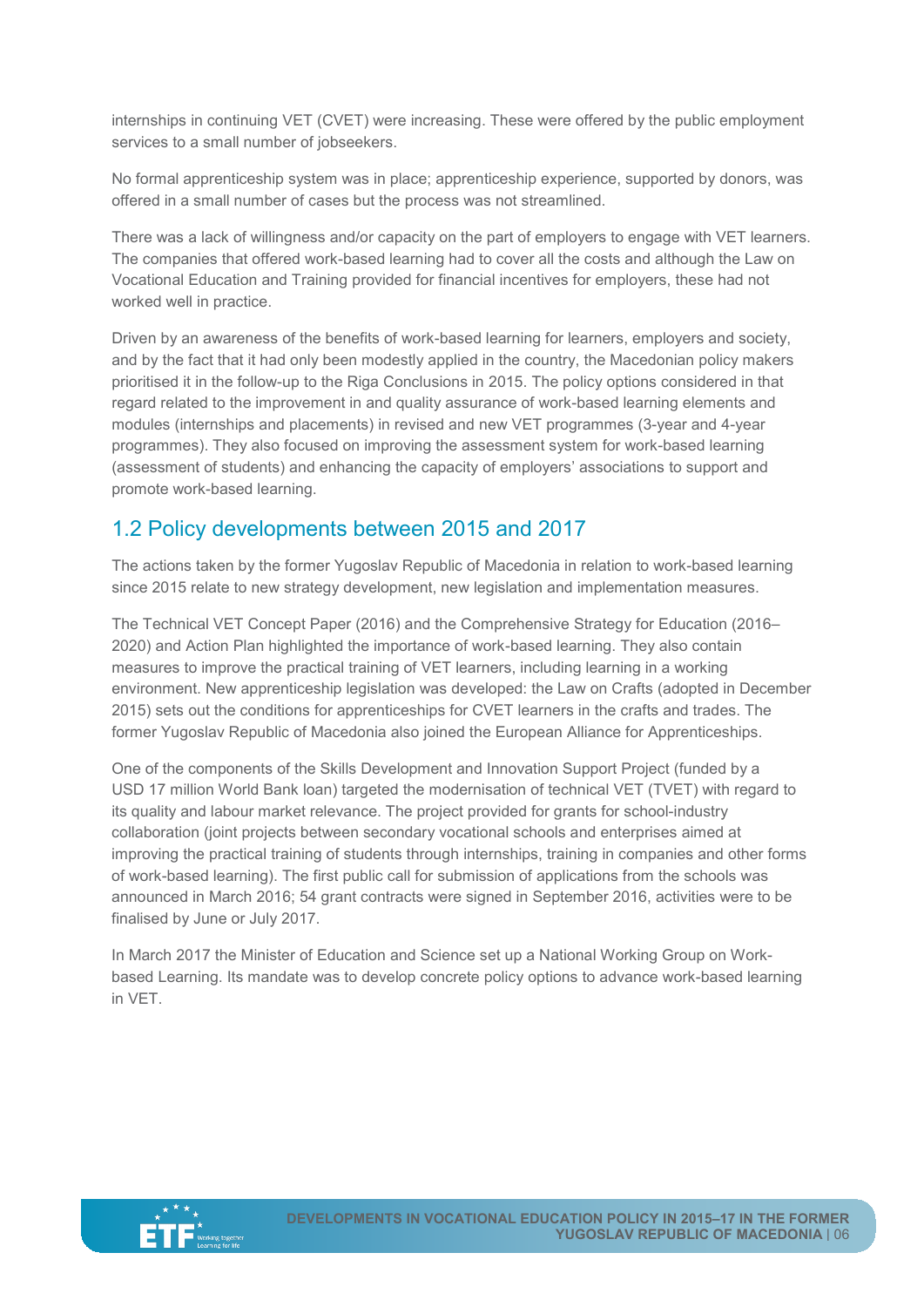internships in continuing VET (CVET) were increasing. These were offered by the public employment services to a small number of jobseekers.

No formal apprenticeship system was in place; apprenticeship experience, supported by donors, was offered in a small number of cases but the process was not streamlined.

There was a lack of willingness and/or capacity on the part of employers to engage with VET learners. The companies that offered work-based learning had to cover all the costs and although the Law on Vocational Education and Training provided for financial incentives for employers, these had not worked well in practice.

Driven by an awareness of the benefits of work-based learning for learners, employers and society, and by the fact that it had only been modestly applied in the country, the Macedonian policy makers prioritised it in the follow-up to the Riga Conclusions in 2015. The policy options considered in that regard related to the improvement in and quality assurance of work-based learning elements and modules (internships and placements) in revised and new VET programmes (3-year and 4-year programmes). They also focused on improving the assessment system for work-based learning (assessment of students) and enhancing the capacity of employers' associations to support and promote work-based learning.

## 1.2 Policy developments between 2015 and 2017

The actions taken by the former Yugoslav Republic of Macedonia in relation to work-based learning since 2015 relate to new strategy development, new legislation and implementation measures.

The Technical VET Concept Paper (2016) and the Comprehensive Strategy for Education (2016–2020) and Action Plan highlighted the importance of work-based learning. They also contain measures to improve the practical training of VET learners, including learning in a working environment. New apprenticeship legislation was developed: the Law on Crafts (adopted in December 2015) sets out the conditions for apprenticeships for CVET learners in the crafts and trades. The former Yugoslav Republic of Macedonia also joined the European Alliance for Apprenticeships.

One of the components of the Skills Development and Innovation Support Project (funded by a USD 17 million World Bank loan) targeted the modernisation of technical VET (TVET) with regard to its quality and labour market relevance. The project provided for grants for school-industry collaboration (joint projects between secondary vocational schools and enterprises aimed at improving the practical training of students through internships, training in companies and other forms of work-based learning). The first public call for submission of applications from the schools was announced in March 2016; 54 grant contracts were signed in September 2016, activities were to be finalised by June or July 2017.

In March 2017 the Minister of Education and Science set up a National Working Group on Work-based Learning. Its mandate was to develop concrete policy options to advance work-based learning in VET.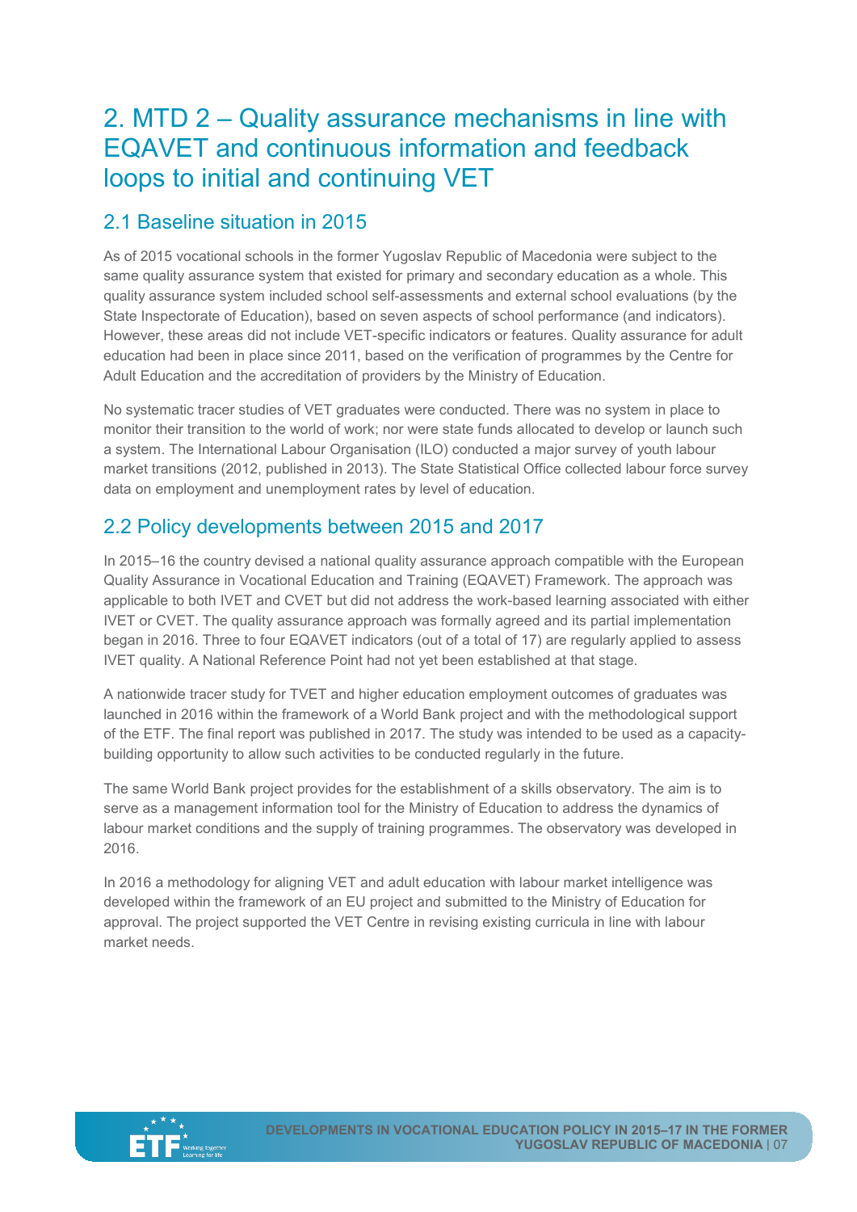# 2. MTD 2 – Quality assurance mechanisms in line with EQAVET and continuous information and feedback loops to initial and continuing VET

## 2.1 Baseline situation in 2015

As of 2015 vocational schools in the former Yugoslav Republic of Macedonia were subject to the same quality assurance system that existed for primary and secondary education as a whole. This quality assurance system included school self-assessments and external school evaluations (by the State Inspectorate of Education), based on seven aspects of school performance (and indicators). However, these areas did not include VET-specific indicators or features. Quality assurance for adult education had been in place since 2011, based on the verification of programmes by the Centre for Adult Education and the accreditation of providers by the Ministry of Education.

No systematic tracer studies of VET graduates were conducted. There was no system in place to monitor their transition to the world of work; nor were state funds allocated to develop or launch such a system. The International Labour Organisation (ILO) conducted a major survey of youth labour market transitions (2012, published in 2013). The State Statistical Office collected labour force survey data on employment and unemployment rates by level of education.

## 2.2 Policy developments between 2015 and 2017

In 2015–16 the country devised a national quality assurance approach compatible with the European Quality Assurance in Vocational Education and Training (EQAVET) Framework. The approach was applicable to both IVET and CVET but did not address the work-based learning associated with either IVET or CVET. The quality assurance approach was formally agreed and its partial implementation began in 2016. Three to four EQAVET indicators (out of a total of 17) are regularly applied to assess IVET quality. A National Reference Point had not yet been established at that stage.

A nationwide tracer study for TVET and higher education employment outcomes of graduates was launched in 2016 within the framework of a World Bank project and with the methodological support of the ETF. The final report was published in 2017. The study was intended to be used as a capacity-building opportunity to allow such activities to be conducted regularly in the future.

The same World Bank project provides for the establishment of a skills observatory. The aim is to serve as a management information tool for the Ministry of Education to address the dynamics of labour market conditions and the supply of training programmes. The observatory was developed in 2016.

In 2016 a methodology for aligning VET and adult education with labour market intelligence was developed within the framework of an EU project and submitted to the Ministry of Education for approval. The project supported the VET Centre in revising existing curricula in line with labour market needs.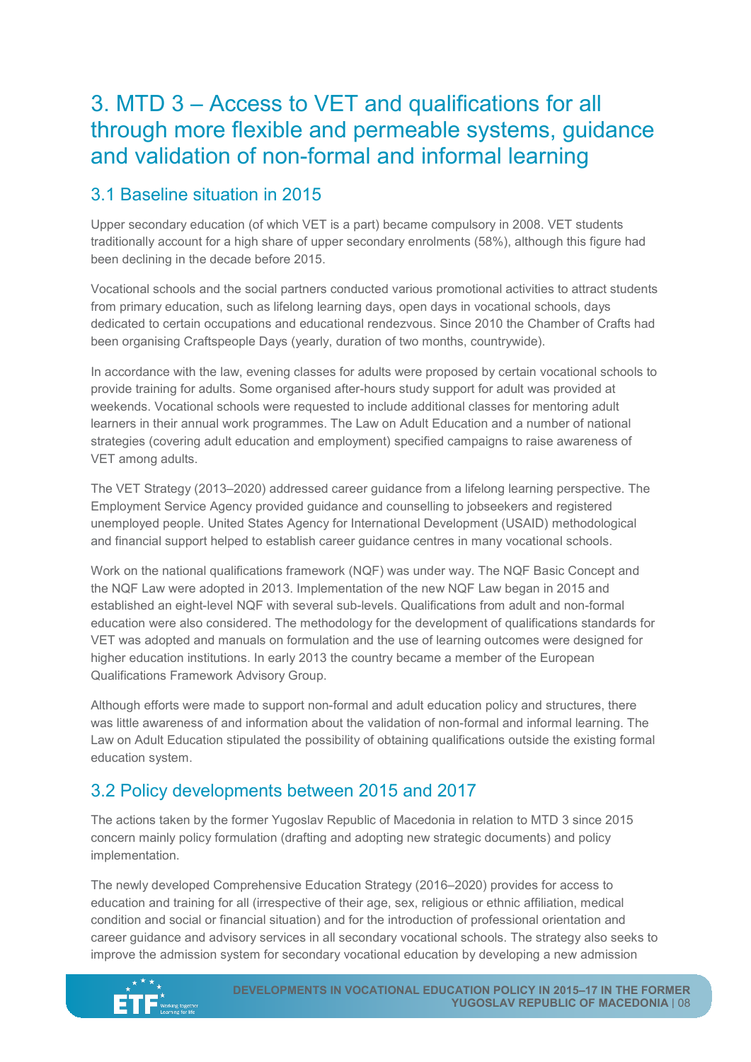# 3. MTD 3 – Access to VET and qualifications for all through more flexible and permeable systems, guidance and validation of non-formal and informal learning

## 3.1 Baseline situation in 2015

Upper secondary education (of which VET is a part) became compulsory in 2008. VET students traditionally account for a high share of upper secondary enrolments (58%), although this figure had been declining in the decade before 2015.

Vocational schools and the social partners conducted various promotional activities to attract students from primary education, such as lifelong learning days, open days in vocational schools, days dedicated to certain occupations and educational rendezvous. Since 2010 the Chamber of Crafts had been organising Craftspeople Days (yearly, duration of two months, countrywide).

In accordance with the law, evening classes for adults were proposed by certain vocational schools to provide training for adults. Some organised after-hours study support for adult was provided at weekends. Vocational schools were requested to include additional classes for mentoring adult learners in their annual work programmes. The Law on Adult Education and a number of national strategies (covering adult education and employment) specified campaigns to raise awareness of VET among adults.

The VET Strategy (2013–2020) addressed career guidance from a lifelong learning perspective. The Employment Service Agency provided guidance and counselling to jobseekers and registered unemployed people. United States Agency for International Development (USAID) methodological and financial support helped to establish career guidance centres in many vocational schools.

Work on the national qualifications framework (NQF) was under way. The NQF Basic Concept and the NQF Law were adopted in 2013. Implementation of the new NQF Law began in 2015 and established an eight-level NQF with several sub-levels. Qualifications from adult and non-formal education were also considered. The methodology for the development of qualifications standards for VET was adopted and manuals on formulation and the use of learning outcomes were designed for higher education institutions. In early 2013 the country became a member of the European Qualifications Framework Advisory Group.

Although efforts were made to support non-formal and adult education policy and structures, there was little awareness of and information about the validation of non-formal and informal learning. The Law on Adult Education stipulated the possibility of obtaining qualifications outside the existing formal education system.

## 3.2 Policy developments between 2015 and 2017

The actions taken by the former Yugoslav Republic of Macedonia in relation to MTD 3 since 2015 concern mainly policy formulation (drafting and adopting new strategic documents) and policy implementation.

The newly developed Comprehensive Education Strategy (2016–2020) provides for access to education and training for all (irrespective of their age, sex, religious or ethnic affiliation, medical condition and social or financial situation) and for the introduction of professional orientation and career guidance and advisory services in all secondary vocational schools. The strategy also seeks to improve the admission system for secondary vocational education by developing a new admission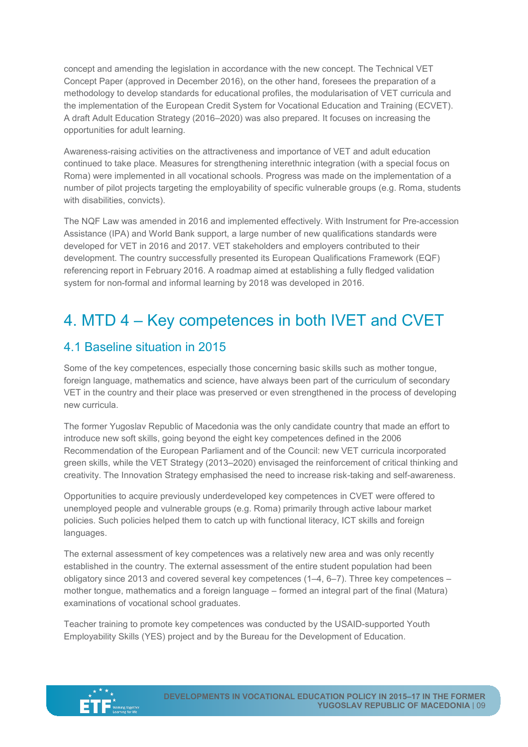concept and amending the legislation in accordance with the new concept. The Technical VET Concept Paper (approved in December 2016), on the other hand, foresees the preparation of a methodology to develop standards for educational profiles, the modularisation of VET curricula and the implementation of the European Credit System for Vocational Education and Training (ECVET). A draft Adult Education Strategy (2016–2020) was also prepared. It focuses on increasing the opportunities for adult learning.

Awareness-raising activities on the attractiveness and importance of VET and adult education continued to take place. Measures for strengthening interethnic integration (with a special focus on Roma) were implemented in all vocational schools. Progress was made on the implementation of a number of pilot projects targeting the employability of specific vulnerable groups (e.g. Roma, students with disabilities, convicts).

The NQF Law was amended in 2016 and implemented effectively. With Instrument for Pre-accession Assistance (IPA) and World Bank support, a large number of new qualifications standards were developed for VET in 2016 and 2017. VET stakeholders and employers contributed to their development. The country successfully presented its European Qualifications Framework (EQF) referencing report in February 2016. A roadmap aimed at establishing a fully fledged validation system for non-formal and informal learning by 2018 was developed in 2016.

# 4. MTD 4 – Key competences in both IVET and CVET

## 4.1 Baseline situation in 2015

Some of the key competences, especially those concerning basic skills such as mother tongue, foreign language, mathematics and science, have always been part of the curriculum of secondary VET in the country and their place was preserved or even strengthened in the process of developing new curricula.

The former Yugoslav Republic of Macedonia was the only candidate country that made an effort to introduce new soft skills, going beyond the eight key competences defined in the 2006 Recommendation of the European Parliament and of the Council: new VET curricula incorporated green skills, while the VET Strategy (2013–2020) envisaged the reinforcement of critical thinking and creativity. The Innovation Strategy emphasised the need to increase risk-taking and self-awareness.

Opportunities to acquire previously underdeveloped key competences in CVET were offered to unemployed people and vulnerable groups (e.g. Roma) primarily through active labour market policies. Such policies helped them to catch up with functional literacy, ICT skills and foreign languages.

The external assessment of key competences was a relatively new area and was only recently established in the country. The external assessment of the entire student population had been obligatory since 2013 and covered several key competences (1–4, 6–7). Three key competences – mother tongue, mathematics and a foreign language – formed an integral part of the final (Matura) examinations of vocational school graduates.

Teacher training to promote key competences was conducted by the USAID-supported Youth Employability Skills (YES) project and by the Bureau for the Development of Education.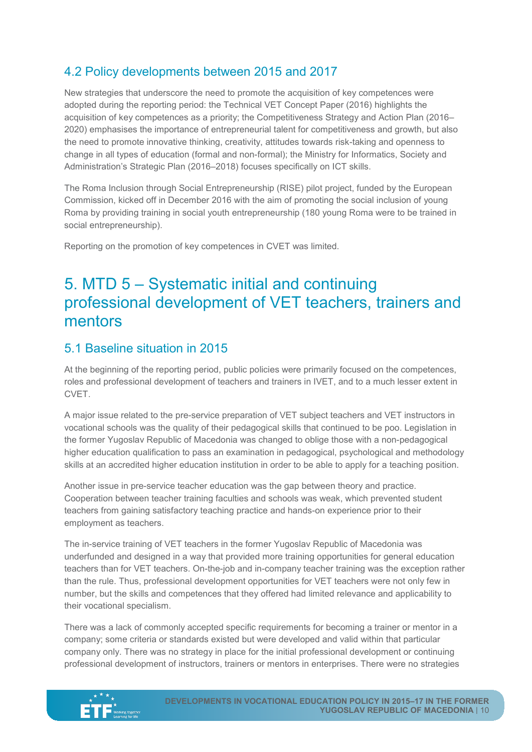## 4.2 Policy developments between 2015 and 2017

New strategies that underscore the need to promote the acquisition of key competences were adopted during the reporting period: the Technical VET Concept Paper (2016) highlights the acquisition of key competences as a priority; the Competitiveness Strategy and Action Plan (2016–2020) emphasises the importance of entrepreneurial talent for competitiveness and growth, but also the need to promote innovative thinking, creativity, attitudes towards risk-taking and openness to change in all types of education (formal and non-formal); the Ministry for Informatics, Society and Administration's Strategic Plan (2016–2018) focuses specifically on ICT skills.

The Roma Inclusion through Social Entrepreneurship (RISE) pilot project, funded by the European Commission, kicked off in December 2016 with the aim of promoting the social inclusion of young Roma by providing training in social youth entrepreneurship (180 young Roma were to be trained in social entrepreneurship).

Reporting on the promotion of key competences in CVET was limited.

# 5. MTD 5 – Systematic initial and continuing professional development of VET teachers, trainers and mentors

## 5.1 Baseline situation in 2015

At the beginning of the reporting period, public policies were primarily focused on the competences, roles and professional development of teachers and trainers in IVET, and to a much lesser extent in CVET.

A major issue related to the pre-service preparation of VET subject teachers and VET instructors in vocational schools was the quality of their pedagogical skills that continued to be poo. Legislation in the former Yugoslav Republic of Macedonia was changed to oblige those with a non-pedagogical higher education qualification to pass an examination in pedagogical, psychological and methodology skills at an accredited higher education institution in order to be able to apply for a teaching position.

Another issue in pre-service teacher education was the gap between theory and practice. Cooperation between teacher training faculties and schools was weak, which prevented student teachers from gaining satisfactory teaching practice and hands-on experience prior to their employment as teachers.

The in-service training of VET teachers in the former Yugoslav Republic of Macedonia was underfunded and designed in a way that provided more training opportunities for general education teachers than for VET teachers. On-the-job and in-company teacher training was the exception rather than the rule. Thus, professional development opportunities for VET teachers were not only few in number, but the skills and competences that they offered had limited relevance and applicability to their vocational specialism.

There was a lack of commonly accepted specific requirements for becoming a trainer or mentor in a company; some criteria or standards existed but were developed and valid within that particular company only. There was no strategy in place for the initial professional development or continuing professional development of instructors, trainers or mentors in enterprises. There were no strategies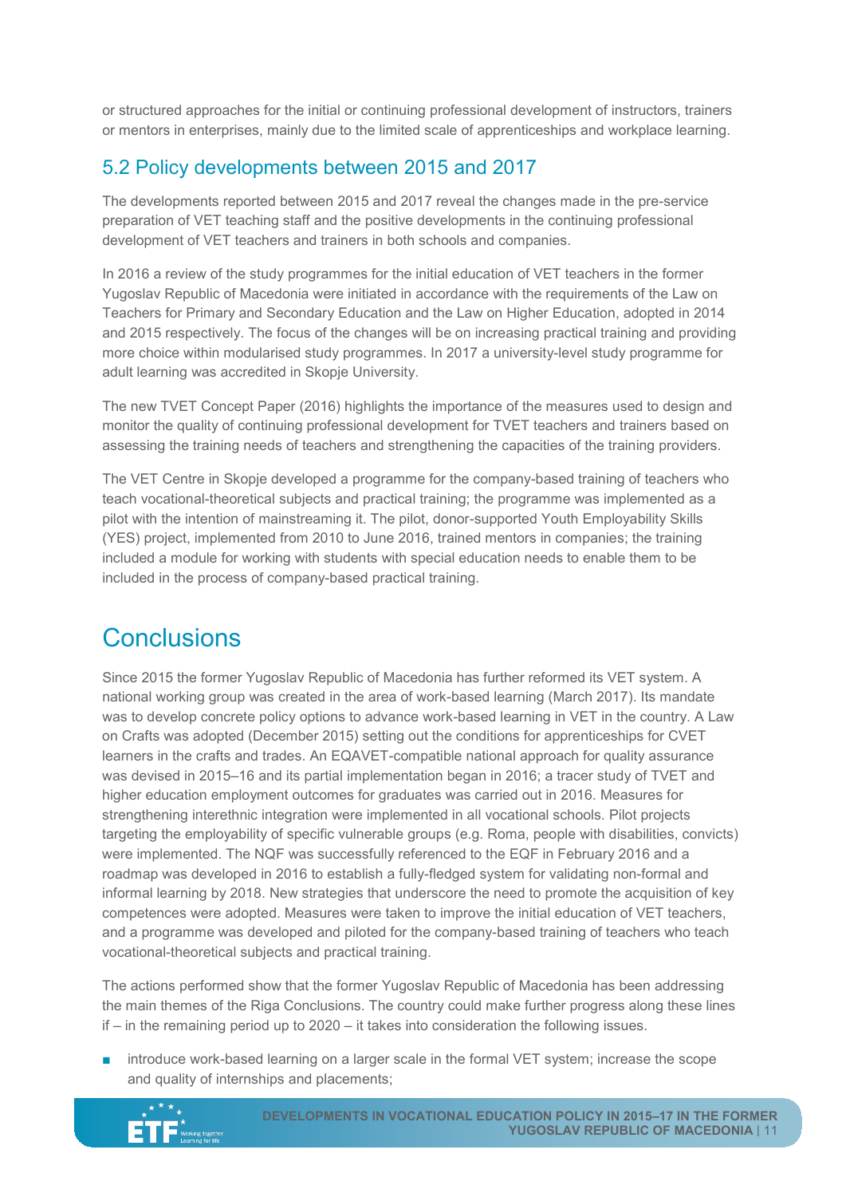or structured approaches for the initial or continuing professional development of instructors, trainers or mentors in enterprises, mainly due to the limited scale of apprenticeships and workplace learning.

## 5.2 Policy developments between 2015 and 2017

The developments reported between 2015 and 2017 reveal the changes made in the pre-service preparation of VET teaching staff and the positive developments in the continuing professional development of VET teachers and trainers in both schools and companies.

In 2016 a review of the study programmes for the initial education of VET teachers in the former Yugoslav Republic of Macedonia were initiated in accordance with the requirements of the Law on Teachers for Primary and Secondary Education and the Law on Higher Education, adopted in 2014 and 2015 respectively. The focus of the changes will be on increasing practical training and providing more choice within modularised study programmes. In 2017 a university-level study programme for adult learning was accredited in Skopje University.

The new TVET Concept Paper (2016) highlights the importance of the measures used to design and monitor the quality of continuing professional development for TVET teachers and trainers based on assessing the training needs of teachers and strengthening the capacities of the training providers.

The VET Centre in Skopje developed a programme for the company-based training of teachers who teach vocational-theoretical subjects and practical training; the programme was implemented as a pilot with the intention of mainstreaming it. The pilot, donor-supported Youth Employability Skills (YES) project, implemented from 2010 to June 2016, trained mentors in companies; the training included a module for working with students with special education needs to enable them to be included in the process of company-based practical training.

# Conclusions

Since 2015 the former Yugoslav Republic of Macedonia has further reformed its VET system. A national working group was created in the area of work-based learning (March 2017). Its mandate was to develop concrete policy options to advance work-based learning in VET in the country. A Law on Crafts was adopted (December 2015) setting out the conditions for apprenticeships for CVET learners in the crafts and trades. An EQAVET-compatible national approach for quality assurance was devised in 2015–16 and its partial implementation began in 2016; a tracer study of TVET and higher education employment outcomes for graduates was carried out in 2016. Measures for strengthening interethnic integration were implemented in all vocational schools. Pilot projects targeting the employability of specific vulnerable groups (e.g. Roma, people with disabilities, convicts) were implemented. The NQF was successfully referenced to the EQF in February 2016 and a roadmap was developed in 2016 to establish a fully-fledged system for validating non-formal and informal learning by 2018. New strategies that underscore the need to promote the acquisition of key competences were adopted. Measures were taken to improve the initial education of VET teachers, and a programme was developed and piloted for the company-based training of teachers who teach vocational-theoretical subjects and practical training.

The actions performed show that the former Yugoslav Republic of Macedonia has been addressing the main themes of the Riga Conclusions. The country could make further progress along these lines if – in the remaining period up to 2020 – it takes into consideration the following issues.

- introduce work-based learning on a larger scale in the formal VET system; increase the scope and quality of internships and placements;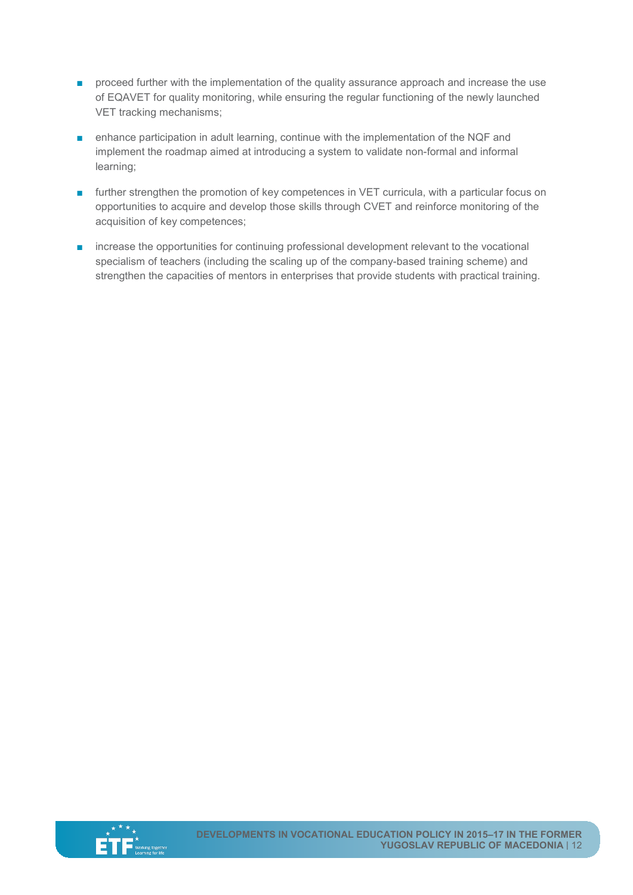- proceed further with the implementation of the quality assurance approach and increase the use of EQAVET for quality monitoring, while ensuring the regular functioning of the newly launched VET tracking mechanisms;
- enhance participation in adult learning, continue with the implementation of the NQF and implement the roadmap aimed at introducing a system to validate non-formal and informal learning;
- further strengthen the promotion of key competences in VET curricula, with a particular focus on opportunities to acquire and develop those skills through CVET and reinforce monitoring of the acquisition of key competences;
- increase the opportunities for continuing professional development relevant to the vocational specialism of teachers (including the scaling up of the company-based training scheme) and strengthen the capacities of mentors in enterprises that provide students with practical training.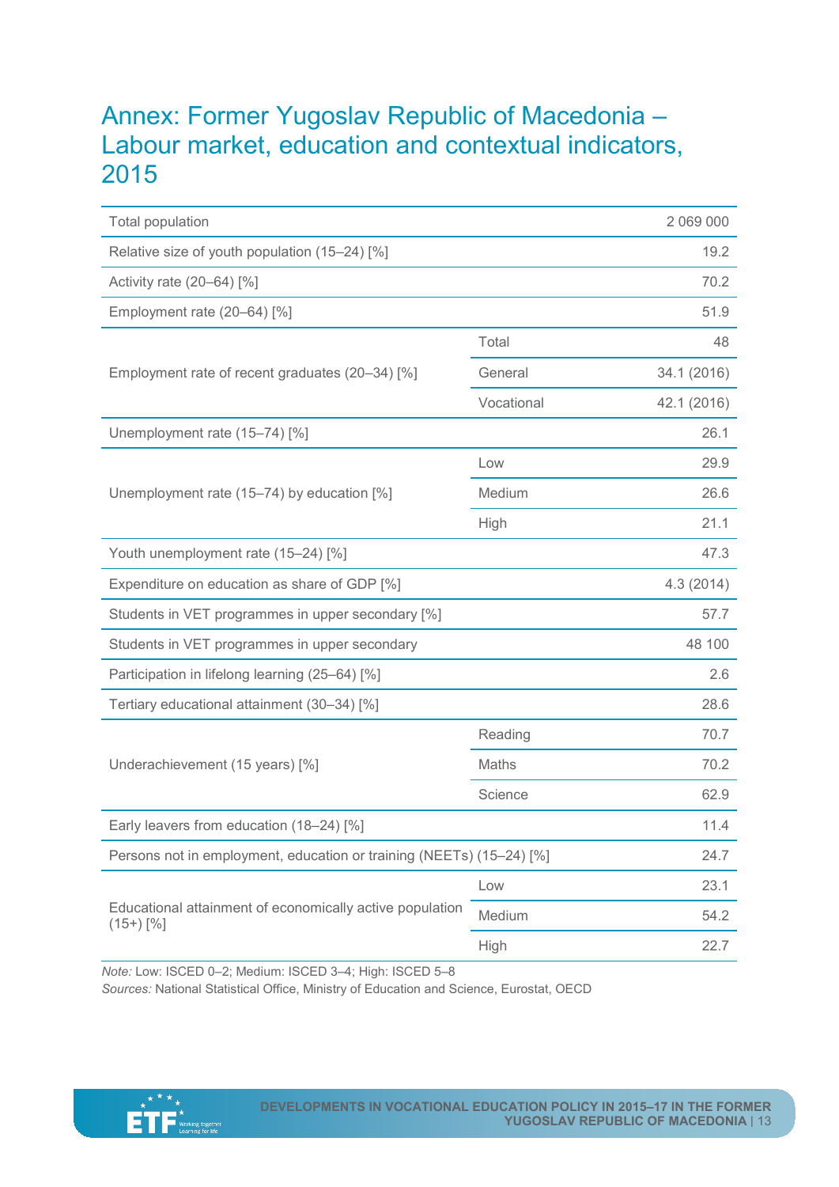# Annex: Former Yugoslav Republic of Macedonia – Labour market, education and contextual indicators, 2015

| | | |
|---|---|---|
| Total population | | 2 069 000 |
| Relative size of youth population (15–24) [%] | | 19.2 |
| Activity rate (20–64) [%] | | 70.2 |
| Employment rate (20–64) [%] | | 51.9 |
| Employment rate of recent graduates (20–34) [%] | Total | 48 |
| | General | 34.1 (2016) |
| | Vocational | 42.1 (2016) |
| Unemployment rate (15–74) [%] | | 26.1 |
| Unemployment rate (15–74) by education [%] | Low | 29.9 |
| | Medium | 26.6 |
| | High | 21.1 |
| Youth unemployment rate (15–24) [%] | | 47.3 |
| Expenditure on education as share of GDP [%] | | 4.3 (2014) |
| Students in VET programmes in upper secondary [%] | | 57.7 |
| Students in VET programmes in upper secondary | | 48 100 |
| Participation in lifelong learning (25–64) [%] | | 2.6 |
| Tertiary educational attainment (30–34) [%] | | 28.6 |
| Underachievement (15 years) [%] | Reading | 70.7 |
| | Maths | 70.2 |
| | Science | 62.9 |
| Early leavers from education (18–24) [%] | | 11.4 |
| Persons not in employment, education or training (NEETs) (15–24) [%] | | 24.7 |
| Educational attainment of economically active population (15+) [%] | Low | 23.1 |
| | Medium | 54.2 |
| | High | 22.7 |

*Note:* Low: ISCED 0–2; Medium: ISCED 3–4; High: ISCED 5–8

*Sources:* National Statistical Office, Ministry of Education and Science, Eurostat, OECD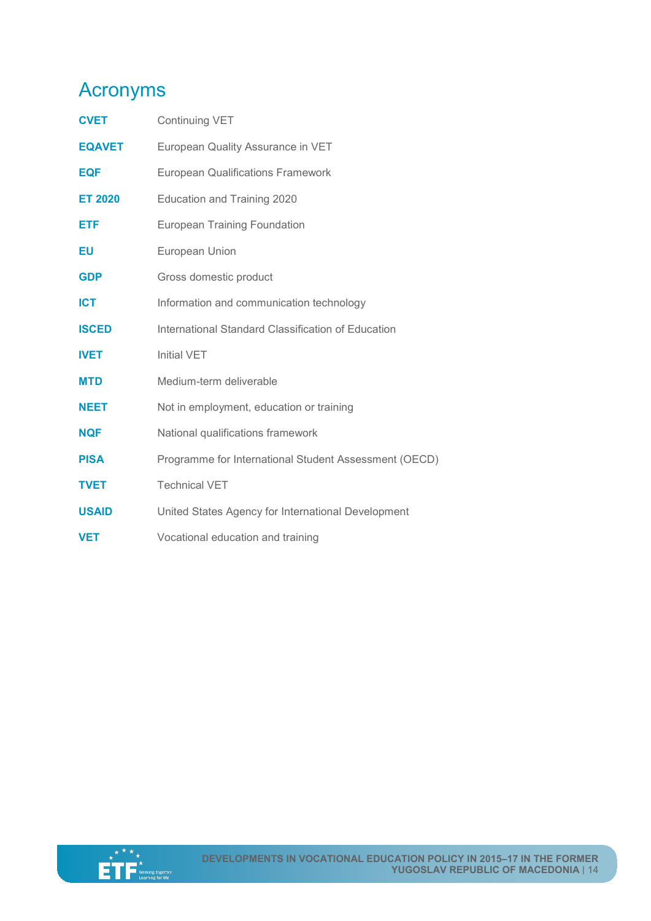# Acronyms

| | |
|---|---|
| **CVET** | Continuing VET |
| **EQAVET** | European Quality Assurance in VET |
| **EQF** | European Qualifications Framework |
| **ET 2020** | Education and Training 2020 |
| **ETF** | European Training Foundation |
| **EU** | European Union |
| **GDP** | Gross domestic product |
| **ICT** | Information and communication technology |
| **ISCED** | International Standard Classification of Education |
| **IVET** | Initial VET |
| **MTD** | Medium-term deliverable |
| **NEET** | Not in employment, education or training |
| **NQF** | National qualifications framework |
| **PISA** | Programme for International Student Assessment (OECD) |
| **TVET** | Technical VET |
| **USAID** | United States Agency for International Development |
| **VET** | Vocational education and training |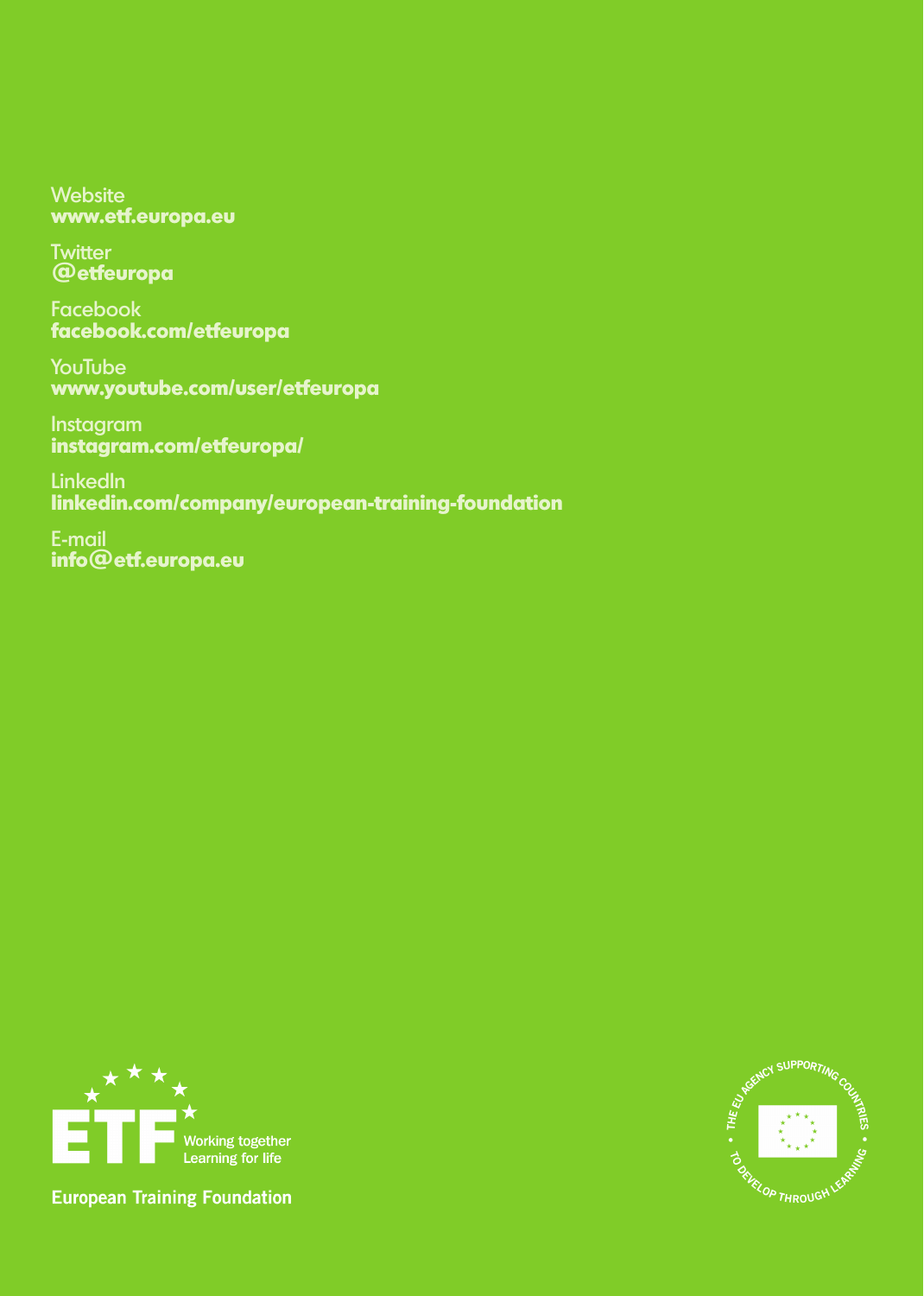Website
**www.etf.europa.eu**

Twitter
**@etfeuropa**

Facebook
**facebook.com/etfeuropa**

YouTube
**www.youtube.com/user/etfeuropa**

Instagram
**instagram.com/etfeuropa/**

LinkedIn
**linkedin.com/company/european-training-foundation**

E-mail
**info@etf.europa.eu**

ETF Working together Learning for life

European Training Foundation

THE EU AGENCY SUPPORTING COUNTRIES TO DEVELOP THROUGH LEARNING